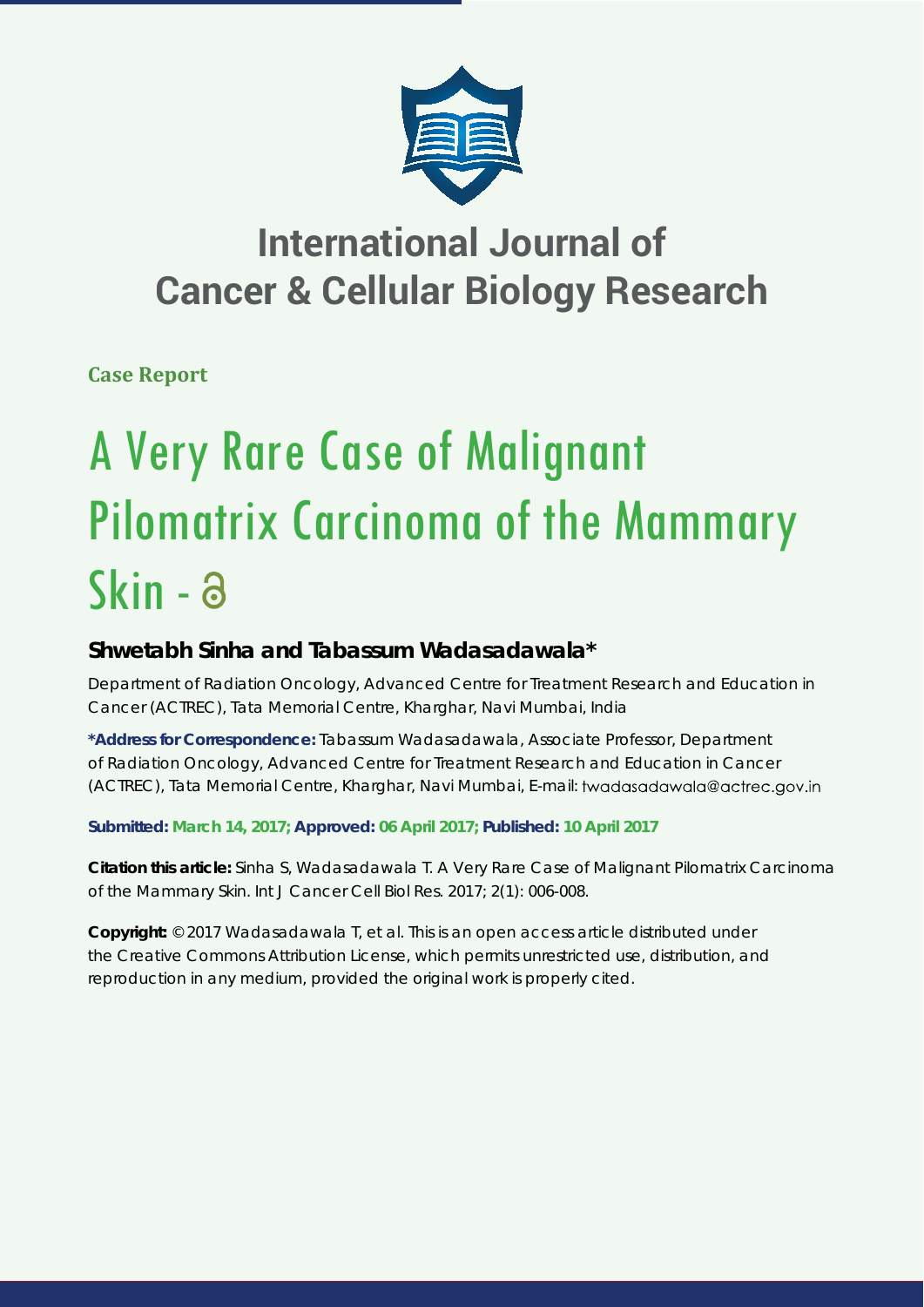# International Journal of Cancer & Cellular Biology Research

**Case Report**

# A Very Rare Case of Malignant Pilomatrix Carcinoma of the Mammary Skin -

## Shwetabh Sinha and Tabassum Wadasadawala*

Department of Radiation Oncology, Advanced Centre for Treatment Research and Education in Cancer (ACTREC), Tata Memorial Centre, Kharghar, Navi Mumbai, India

**\*Address for Correspondence:** Tabassum Wadasadawala, Associate Professor, Department of Radiation Oncology, Advanced Centre for Treatment Research and Education in Cancer (ACTREC), Tata Memorial Centre, Kharghar, Navi Mumbai, E-mail: twadasadawala@actrec.gov.in

**Submitted: March 14, 2017; Approved: 06 April 2017; Published: 10 April 2017**

**Citation this article:** Sinha S, Wadasadawala T. A Very Rare Case of Malignant Pilomatrix Carcinoma of the Mammary Skin. Int J Cancer Cell Biol Res. 2017; 2(1): 006-008.

**Copyright:** © 2017 Wadasadawala T, et al. This is an open access article distributed under the Creative Commons Attribution License, which permits unrestricted use, distribution, and reproduction in any medium, provided the original work is properly cited.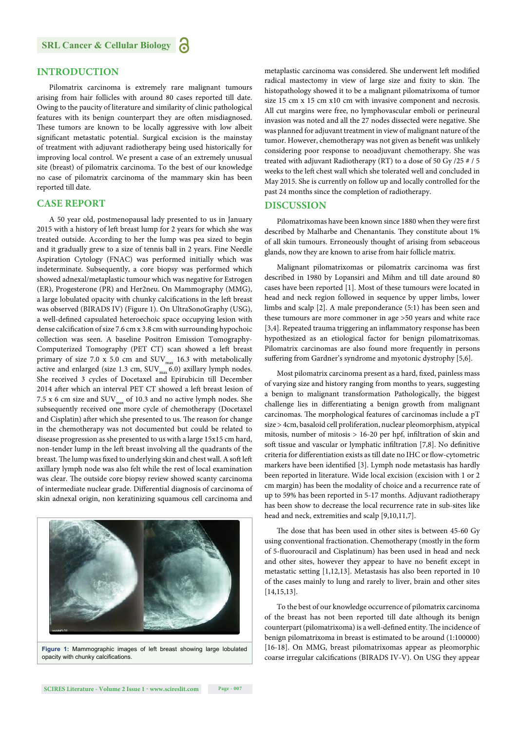## INTRODUCTION

Pilomatrix carcinoma is extremely rare malignant tumours arising from hair follicles with around 80 cases reported till date. Owing to the paucity of literature and similarity of clinic pathological features with its benign counterpart they are often misdiagnosed. These tumors are known to be locally aggressive with low albeit significant metastatic potential. Surgical excision is the mainstay of treatment with adjuvant radiotherapy being used historically for improving local control. We present a case of an extremely unusual site (breast) of pilomatrix carcinoma. To the best of our knowledge no case of pilomatrix carcinoma of the mammary skin has been reported till date.

## CASE REPORT

A 50 year old, postmenopausal lady presented to us in January 2015 with a history of left breast lump for 2 years for which she was treated outside. According to her the lump was pea sized to begin and it gradually grew to a size of tennis ball in 2 years. Fine Needle Aspiration Cytology (FNAC) was performed initially which was indeterminate. Subsequently, a core biopsy was performed which showed adnexal/metaplastic tumour which was negative for Estrogen (ER), Progesterone (PR) and Her2neu. On Mammography (MMG), a large lobulated opacity with chunky calcifications in the left breast was observed (BIRADS IV) (Figure 1). On UltraSonoGraphy (USG), a well-defined capsulated heteroechoic space occupying lesion with dense calcification of size 7.6 cm x 3.8 cm with surrounding hypochoic collection was seen. A baseline Positron Emission Tomography-Computerized Tomography (PET CT) scan showed a left breast primary of size 7.0 x 5.0 cm and $SUV_{max}$ 16.3 with metabolically active and enlarged (size 1.3 cm, $SUV_{max}$ 6.0) axillary lymph nodes. She received 3 cycles of Docetaxel and Epirubicin till December 2014 after which an interval PET CT showed a left breast lesion of 7.5 x 6 cm size and $SUV_{max}$ of 10.3 and no active lymph nodes. She subsequently received one more cycle of chemotherapy (Docetaxel and Cisplatin) after which she presented to us. The reason for change in the chemotherapy was not documented but could be related to disease progression as she presented to us with a large 15x15 cm hard, non-tender lump in the left breast involving all the quadrants of the breast. The lump was fixed to underlying skin and chest wall. A soft left axillary lymph node was also felt while the rest of local examination was clear. The outside core biopsy review showed scanty carcinoma of intermediate nuclear grade. Differential diagnosis of carcinoma of skin adnexal origin, non keratinizing squamous cell carcinoma and metaplastic carcinoma was considered. She underwent left modified radical mastectomy in view of large size and fixity to skin. The histopathology showed it to be a malignant pilomatrixoma of tumor size 15 cm x 15 cm x10 cm with invasive component and necrosis. All cut margins were free, no lymphovascular emboli or perineural invasion was noted and all the 27 nodes dissected were negative. She was planned for adjuvant treatment in view of malignant nature of the tumor. However, chemotherapy was not given as benefit was unlikely considering poor response to neoadjuvant chemotherapy. She was treated with adjuvant Radiotherapy (RT) to a dose of 50 Gy /25 # / 5 weeks to the left chest wall which she tolerated well and concluded in May 2015. She is currently on follow up and locally controlled for the past 24 months since the completion of radiotherapy.

**Figure 1:** Mammographic images of left breast showing large lobulated opacity with chunky calcifications.

## DISCUSSION

Pilomatrixomas have been known since 1880 when they were first described by Malharbe and Chenantanis. They constitute about 1% of all skin tumours. Erroneously thought of arising from sebaceous glands, now they are known to arise from hair follicle matrix.

Malignant pilomatrixomas or pilomatrix carcinoma was first described in 1980 by Lopansiri and Mihm and till date around 80 cases have been reported [1]. Most of these tumours were located in head and neck region followed in sequence by upper limbs, lower limbs and scalp [2]. A male preponderance (5:1) has been seen and these tumours are more commoner in age >50 years and white race [3,4]. Repeated trauma triggering an inflammatory response has been hypothesized as an etiological factor for benign pilomatrixomas. Pilomatrix carcinomas are also found more frequently in persons suffering from Gardner's syndrome and myotonic dystrophy [5,6].

Most pilomatrix carcinoma present as a hard, fixed, painless mass of varying size and history ranging from months to years, suggesting a benign to malignant transformation Pathologically, the biggest challenge lies in differentiating a benign growth from malignant carcinomas. The morphological features of carcinomas include a pT size > 4cm, basaloid cell proliferation, nuclear pleomorphism, atypical mitosis, number of mitosis > 16-20 per hpf, infiltration of skin and soft tissue and vascular or lymphatic infiltration [7,8]. No definitive criteria for differentiation exists as till date no IHC or flow-cytometric markers have been identified [3]. Lymph node metastasis has hardly been reported in literature. Wide local excision (excision with 1 or 2 cm margin) has been the modality of choice and a recurrence rate of up to 59% has been reported in 5-17 months. Adjuvant radiotherapy has been show to decrease the local recurrence rate in sub-sites like head and neck, extremities and scalp [9,10,11,7].

The dose that has been used in other sites is between 45-60 Gy using conventional fractionation. Chemotherapy (mostly in the form of 5-fluorouracil and Cisplatinum) has been used in head and neck and other sites, however they appear to have no benefit except in metastatic setting [1,12,13]. Metastasis has also been reported in 10 of the cases mainly to lung and rarely to liver, brain and other sites [14,15,13].

To the best of our knowledge occurrence of pilomatrix carcinoma of the breast has not been reported till date although its benign counterpart (pilomatrixoma) is a well-defined entity. The incidence of benign pilomatrixoma in breast is estimated to be around (1:100000) [16-18]. On MMG, breast pilomatrixomas appear as pleomorphic coarse irregular calcifications (BIRADS IV-V). On USG they appear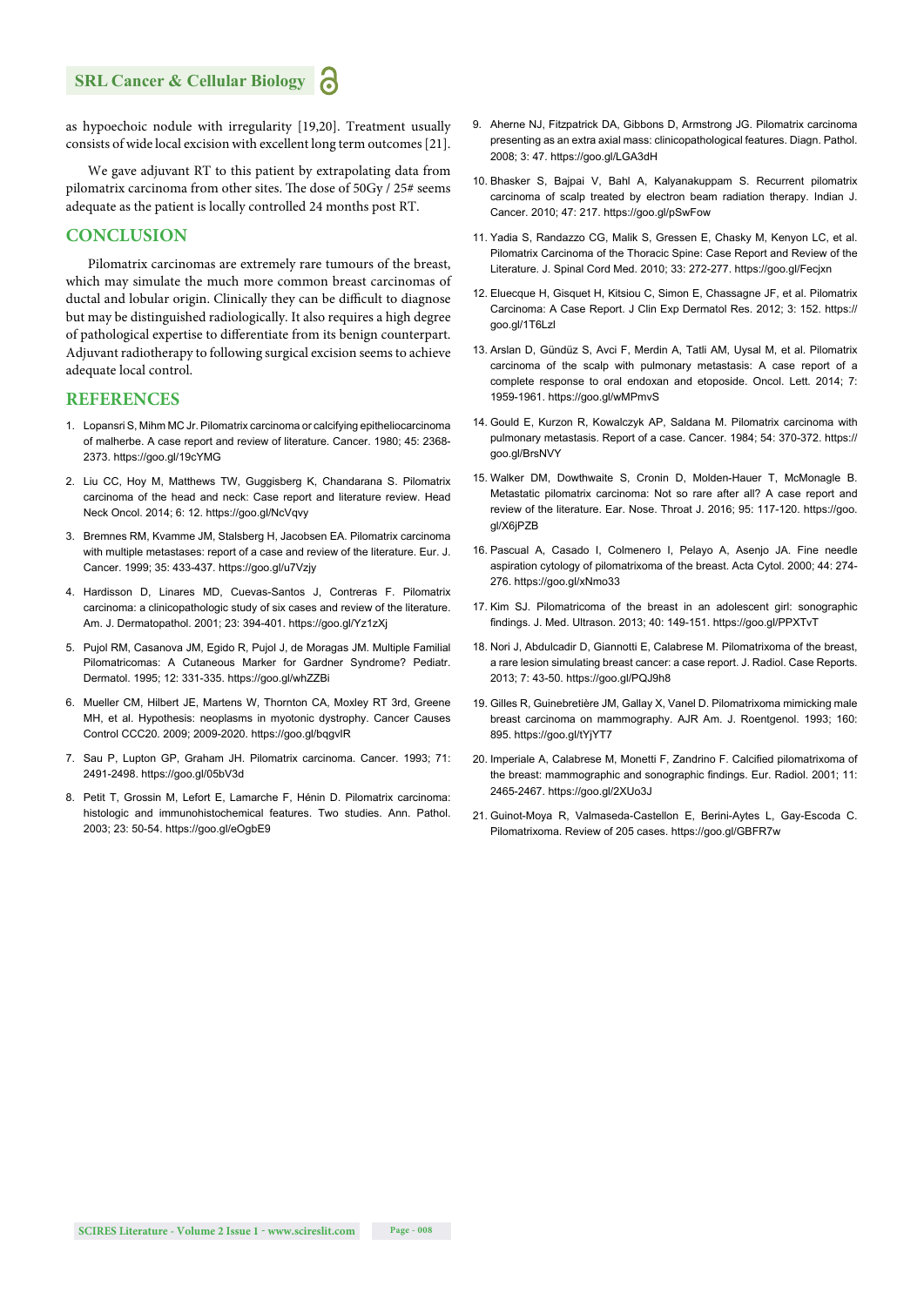as hypoechoic nodule with irregularity [19,20]. Treatment usually consists of wide local excision with excellent long term outcomes [21].

We gave adjuvant RT to this patient by extrapolating data from pilomatrix carcinoma from other sites. The dose of 50Gy / 25# seems adequate as the patient is locally controlled 24 months post RT.

## CONCLUSION

Pilomatrix carcinomas are extremely rare tumours of the breast, which may simulate the much more common breast carcinomas of ductal and lobular origin. Clinically they can be difficult to diagnose but may be distinguished radiologically. It also requires a high degree of pathological expertise to differentiate from its benign counterpart. Adjuvant radiotherapy to following surgical excision seems to achieve adequate local control.

## REFERENCES

1. Lopansri S, Mihm MC Jr. Pilomatrix carcinoma or calcifying epitheliocarcinoma of malherbe. A case report and review of literature. Cancer. 1980; 45: 2368-2373. https://goo.gl/19cYMG
2. Liu CC, Hoy M, Matthews TW, Guggisberg K, Chandarana S. Pilomatrix carcinoma of the head and neck: Case report and literature review. Head Neck Oncol. 2014; 6: 12. https://goo.gl/NcVqvy
3. Bremnes RM, Kvamme JM, Stalsberg H, Jacobsen EA. Pilomatrix carcinoma with multiple metastases: report of a case and review of the literature. Eur. J. Cancer. 1999; 35: 433-437. https://goo.gl/u7Vzjy
4. Hardisson D, Linares MD, Cuevas-Santos J, Contreras F. Pilomatrix carcinoma: a clinicopathologic study of six cases and review of the literature. Am. J. Dermatopathol. 2001; 23: 394-401. https://goo.gl/Yz1zXj
5. Pujol RM, Casanova JM, Egido R, Pujol J, de Moragas JM. Multiple Familial Pilomatricomas: A Cutaneous Marker for Gardner Syndrome? Pediatr. Dermatol. 1995; 12: 331-335. https://goo.gl/whZZBi
6. Mueller CM, Hilbert JE, Martens W, Thornton CA, Moxley RT 3rd, Greene MH, et al. Hypothesis: neoplasms in myotonic dystrophy. Cancer Causes Control CCC20. 2009; 2009-2020. https://goo.gl/bqgvlR
7. Sau P, Lupton GP, Graham JH. Pilomatrix carcinoma. Cancer. 1993; 71: 2491-2498. https://goo.gl/05bV3d
8. Petit T, Grossin M, Lefort E, Lamarche F, Hénin D. Pilomatrix carcinoma: histologic and immunohistochemical features. Two studies. Ann. Pathol. 2003; 23: 50-54. https://goo.gl/eOgbE9
9. Aherne NJ, Fitzpatrick DA, Gibbons D, Armstrong JG. Pilomatrix carcinoma presenting as an extra axial mass: clinicopathological features. Diagn. Pathol. 2008; 3: 47. https://goo.gl/LGA3dH
10. Bhasker S, Bajpai V, Bahl A, Kalyanakuppam S. Recurrent pilomatrix carcinoma of scalp treated by electron beam radiation therapy. Indian J. Cancer. 2010; 47: 217. https://goo.gl/pSwFow
11. Yadia S, Randazzo CG, Malik S, Gressen E, Chasky M, Kenyon LC, et al. Pilomatrix Carcinoma of the Thoracic Spine: Case Report and Review of the Literature. J. Spinal Cord Med. 2010; 33: 272-277. https://goo.gl/Fecjxn
12. Eluecque H, Gisquet H, Kitsiou C, Simon E, Chassagne JF, et al. Pilomatrix Carcinoma: A Case Report. J Clin Exp Dermatol Res. 2012; 3: 152. https://goo.gl/1T6Lzl
13. Arslan D, Gündüz S, Avci F, Merdin A, Tatli AM, Uysal M, et al. Pilomatrix carcinoma of the scalp with pulmonary metastasis: A case report of a complete response to oral endoxan and etoposide. Oncol. Lett. 2014; 7: 1959-1961. https://goo.gl/wMPmvS
14. Gould E, Kurzon R, Kowalczyk AP, Saldana M. Pilomatrix carcinoma with pulmonary metastasis. Report of a case. Cancer. 1984; 54: 370-372. https://goo.gl/BrsNVY
15. Walker DM, Dowthwaite S, Cronin D, Molden-Hauer T, McMonagle B. Metastatic pilomatrix carcinoma: Not so rare after all? A case report and review of the literature. Ear. Nose. Throat J. 2016; 95: 117-120. https://goo.gl/X6jPZB
16. Pascual A, Casado I, Colmenero I, Pelayo A, Asenjo JA. Fine needle aspiration cytology of pilomatrixoma of the breast. Acta Cytol. 2000; 44: 274-276. https://goo.gl/xNmo33
17. Kim SJ. Pilomatricoma of the breast in an adolescent girl: sonographic findings. J. Med. Ultrason. 2013; 40: 149-151. https://goo.gl/PPXTvT
18. Nori J, Abdulcadir D, Giannotti E, Calabrese M. Pilomatrixoma of the breast, a rare lesion simulating breast cancer: a case report. J. Radiol. Case Reports. 2013; 7: 43-50. https://goo.gl/PQJ9h8
19. Gilles R, Guinebretière JM, Gallay X, Vanel D. Pilomatrixoma mimicking male breast carcinoma on mammography. AJR Am. J. Roentgenol. 1993; 160: 895. https://goo.gl/tYjYT7
20. Imperiale A, Calabrese M, Monetti F, Zandrino F. Calcified pilomatrixoma of the breast: mammographic and sonographic findings. Eur. Radiol. 2001; 11: 2465-2467. https://goo.gl/2XUo3J
21. Guinot-Moya R, Valmaseda-Castellon E, Berini-Aytes L, Gay-Escoda C. Pilomatrixoma. Review of 205 cases. https://goo.gl/GBFR7w